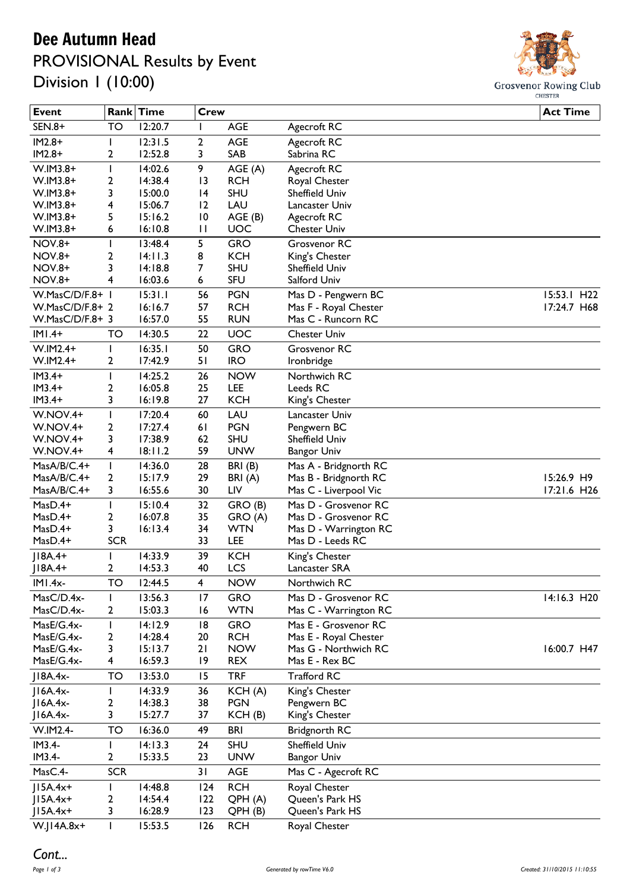# Dee Autumn Head

## PROVISIONAL Results by Event

## Division 1 (10:00)

Grosvenor Rowing Club
CHESTER

| Event | Rank | Time | Crew | | | Act Time |
|---|---|---|---|---|---|---|
| SEN.8+ | TO | 12:20.7 | 1 | AGE | Agecroft RC | |
| IM2.8+ | 1 | 12:31.5 | 2 | AGE | Agecroft RC | |
| IM2.8+ | 2 | 12:52.8 | 3 | SAB | Sabrina RC | |
| W.IM3.8+ | 1 | 14:02.6 | 9 | AGE (A) | Agecroft RC | |
| W.IM3.8+ | 2 | 14:38.4 | 13 | RCH | Royal Chester | |
| W.IM3.8+ | 3 | 15:00.0 | 14 | SHU | Sheffield Univ | |
| W.IM3.8+ | 4 | 15:06.7 | 12 | LAU | Lancaster Univ | |
| W.IM3.8+ | 5 | 15:16.2 | 10 | AGE (B) | Agecroft RC | |
| W.IM3.8+ | 6 | 16:10.8 | 11 | UOC | Chester Univ | |
| NOV.8+ | 1 | 13:48.4 | 5 | GRO | Grosvenor RC | |
| NOV.8+ | 2 | 14:11.3 | 8 | KCH | King's Chester | |
| NOV.8+ | 3 | 14:18.8 | 7 | SHU | Sheffield Univ | |
| NOV.8+ | 4 | 16:03.6 | 6 | SFU | Salford Univ | |
| W.MasC/D/F.8+ | 1 | 15:31.1 | 56 | PGN | Mas D - Pengwern BC | 15:53.1 H22 |
| W.MasC/D/F.8+ | 2 | 16:16.7 | 57 | RCH | Mas F - Royal Chester | 17:24.7 H68 |
| W.MasC/D/F.8+ | 3 | 16:57.0 | 55 | RUN | Mas C - Runcorn RC | |
| IM1.4+ | TO | 14:30.5 | 22 | UOC | Chester Univ | |
| W.IM2.4+ | 1 | 16:35.1 | 50 | GRO | Grosvenor RC | |
| W.IM2.4+ | 2 | 17:42.9 | 51 | IRO | Ironbridge | |
| IM3.4+ | 1 | 14:25.2 | 26 | NOW | Northwich RC | |
| IM3.4+ | 2 | 16:05.8 | 25 | LEE | Leeds RC | |
| IM3.4+ | 3 | 16:19.8 | 27 | KCH | King's Chester | |
| W.NOV.4+ | 1 | 17:20.4 | 60 | LAU | Lancaster Univ | |
| W.NOV.4+ | 2 | 17:27.4 | 61 | PGN | Pengwern BC | |
| W.NOV.4+ | 3 | 17:38.9 | 62 | SHU | Sheffield Univ | |
| W.NOV.4+ | 4 | 18:11.2 | 59 | UNW | Bangor Univ | |
| MasA/B/C.4+ | 1 | 14:36.0 | 28 | BRI (B) | Mas A - Bridgnorth RC | |
| MasA/B/C.4+ | 2 | 15:17.9 | 29 | BRI (A) | Mas B - Bridgnorth RC | 15:26.9 H9 |
| MasA/B/C.4+ | 3 | 16:55.6 | 30 | LIV | Mas C - Liverpool Vic | 17:21.6 H26 |
| MasD.4+ | 1 | 15:10.4 | 32 | GRO (B) | Mas D - Grosvenor RC | |
| MasD.4+ | 2 | 16:07.8 | 35 | GRO (A) | Mas D - Grosvenor RC | |
| MasD.4+ | 3 | 16:13.4 | 34 | WTN | Mas D - Warrington RC | |
| MasD.4+ | SCR | | 33 | LEE | Mas D - Leeds RC | |
| J18A.4+ | 1 | 14:33.9 | 39 | KCH | King's Chester | |
| J18A.4+ | 2 | 14:53.3 | 40 | LCS | Lancaster SRA | |
| IM1.4x- | TO | 12:44.5 | 4 | NOW | Northwich RC | |
| MasC/D.4x- | 1 | 13:56.3 | 17 | GRO | Mas D - Grosvenor RC | 14:16.3 H20 |
| MasC/D.4x- | 2 | 15:03.3 | 16 | WTN | Mas C - Warrington RC | |
| MasE/G.4x- | 1 | 14:12.9 | 18 | GRO | Mas E - Grosvenor RC | |
| MasE/G.4x- | 2 | 14:28.4 | 20 | RCH | Mas E - Royal Chester | |
| MasE/G.4x- | 3 | 15:13.7 | 21 | NOW | Mas G - Northwich RC | 16:00.7 H47 |
| MasE/G.4x- | 4 | 16:59.3 | 19 | REX | Mas E - Rex BC | |
| J18A.4x- | TO | 13:53.0 | 15 | TRF | Trafford RC | |
| J16A.4x- | 1 | 14:33.9 | 36 | KCH (A) | King's Chester | |
| J16A.4x- | 2 | 14:38.3 | 38 | PGN | Pengwern BC | |
| J16A.4x- | 3 | 15:27.7 | 37 | KCH (B) | King's Chester | |
| W.IM2.4- | TO | 16:36.0 | 49 | BRI | Bridgnorth RC | |
| IM3.4- | 1 | 14:13.3 | 24 | SHU | Sheffield Univ | |
| IM3.4- | 2 | 15:33.5 | 23 | UNW | Bangor Univ | |
| MasC.4- | SCR | | 31 | AGE | Mas C - Agecroft RC | |
| J15A.4x+ | 1 | 14:48.8 | 124 | RCH | Royal Chester | |
| J15A.4x+ | 2 | 14:54.4 | 122 | QPH (A) | Queen's Park HS | |
| J15A.4x+ | 3 | 16:28.9 | 123 | QPH (B) | Queen's Park HS | |
| W.J14A.8x+ | 1 | 15:53.5 | 126 | RCH | Royal Chester | |

*Cont...*

*Generated by rowTime V6.0*

*Created: 31/10/2015 11:10:55*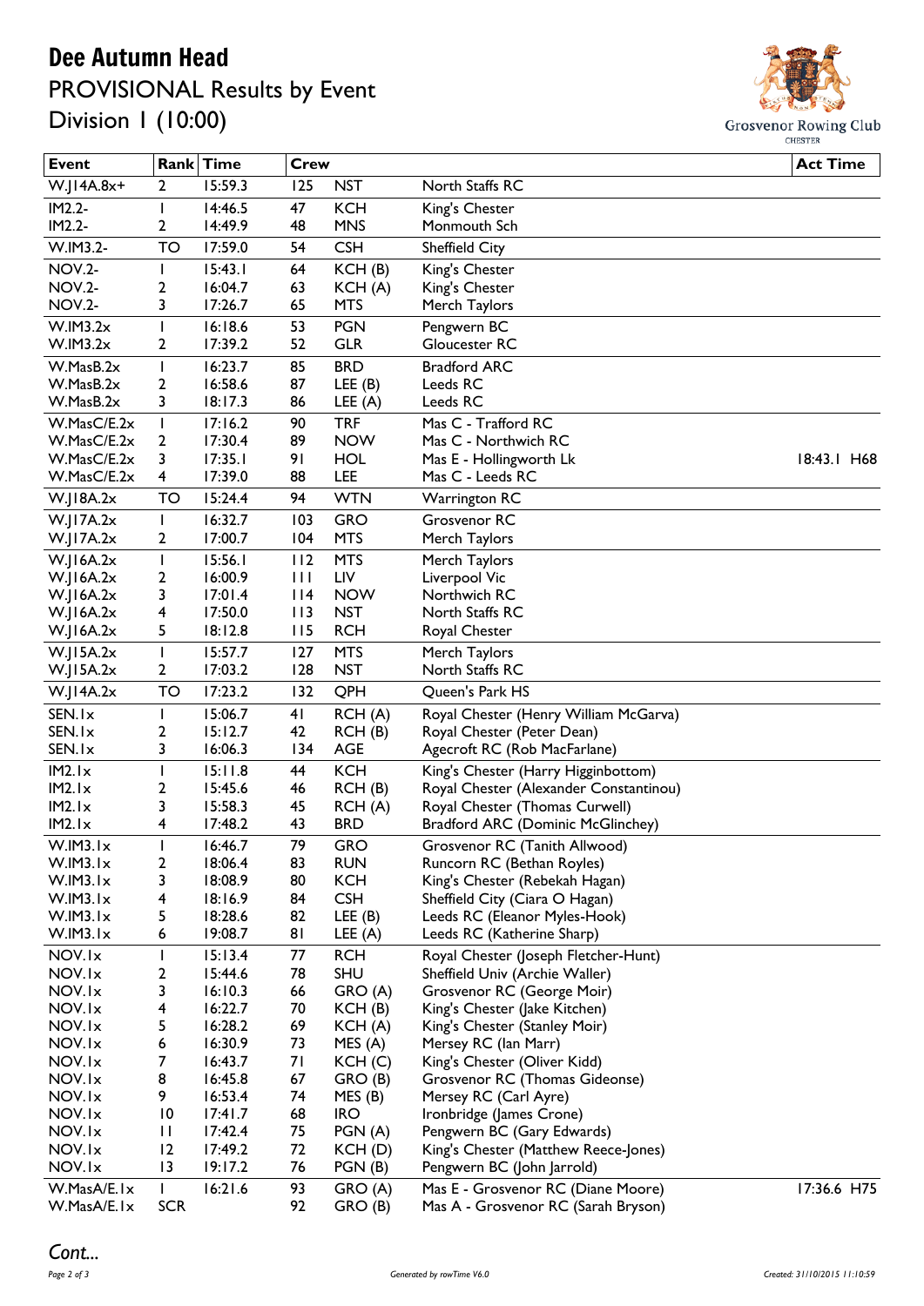# Dee Autumn Head

## PROVISIONAL Results by Event

## Division 1 (10:00)

Grosvenor Rowing Club
CHESTER

| Event | Rank | Time | Crew | | | Act Time |
|---|---|---|---|---|---|---|
| W.J14A.8x+ | 2 | 15:59.3 | 125 | NST | North Staffs RC | |
| IM2.2- | 1 | 14:46.5 | 47 | KCH | King's Chester | |
| IM2.2- | 2 | 14:49.9 | 48 | MNS | Monmouth Sch | |
| W.IM3.2- | TO | 17:59.0 | 54 | CSH | Sheffield City | |
| NOV.2- | 1 | 15:43.1 | 64 | KCH (B) | King's Chester | |
| NOV.2- | 2 | 16:04.7 | 63 | KCH (A) | King's Chester | |
| NOV.2- | 3 | 17:26.7 | 65 | MTS | Merch Taylors | |
| W.IM3.2x | 1 | 16:18.6 | 53 | PGN | Pengwern BC | |
| W.IM3.2x | 2 | 17:39.2 | 52 | GLR | Gloucester RC | |
| W.MasB.2x | 1 | 16:23.7 | 85 | BRD | Bradford ARC | |
| W.MasB.2x | 2 | 16:58.6 | 87 | LEE (B) | Leeds RC | |
| W.MasB.2x | 3 | 18:17.3 | 86 | LEE (A) | Leeds RC | |
| W.MasC/E.2x | 1 | 17:16.2 | 90 | TRF | Mas C - Trafford RC | |
| W.MasC/E.2x | 2 | 17:30.4 | 89 | NOW | Mas C - Northwich RC | |
| W.MasC/E.2x | 3 | 17:35.1 | 91 | HOL | Mas E - Hollingworth Lk | 18:43.1 H68 |
| W.MasC/E.2x | 4 | 17:39.0 | 88 | LEE | Mas C - Leeds RC | |
| W.J18A.2x | TO | 15:24.4 | 94 | WTN | Warrington RC | |
| W.J17A.2x | 1 | 16:32.7 | 103 | GRO | Grosvenor RC | |
| W.J17A.2x | 2 | 17:00.7 | 104 | MTS | Merch Taylors | |
| W.J16A.2x | 1 | 15:56.1 | 112 | MTS | Merch Taylors | |
| W.J16A.2x | 2 | 16:00.9 | 111 | LIV | Liverpool Vic | |
| W.J16A.2x | 3 | 17:01.4 | 114 | NOW | Northwich RC | |
| W.J16A.2x | 4 | 17:50.0 | 113 | NST | North Staffs RC | |
| W.J16A.2x | 5 | 18:12.8 | 115 | RCH | Royal Chester | |
| W.J15A.2x | 1 | 15:57.7 | 127 | MTS | Merch Taylors | |
| W.J15A.2x | 2 | 17:03.2 | 128 | NST | North Staffs RC | |
| W.J14A.2x | TO | 17:23.2 | 132 | QPH | Queen's Park HS | |
| SEN.1x | 1 | 15:06.7 | 41 | RCH (A) | Royal Chester (Henry William McGarva) | |
| SEN.1x | 2 | 15:12.7 | 42 | RCH (B) | Royal Chester (Peter Dean) | |
| SEN.1x | 3 | 16:06.3 | 134 | AGE | Agecroft RC (Rob MacFarlane) | |
| IM2.1x | 1 | 15:11.8 | 44 | KCH | King's Chester (Harry Higginbottom) | |
| IM2.1x | 2 | 15:45.6 | 46 | RCH (B) | Royal Chester (Alexander Constantinou) | |
| IM2.1x | 3 | 15:58.3 | 45 | RCH (A) | Royal Chester (Thomas Curwell) | |
| IM2.1x | 4 | 17:48.2 | 43 | BRD | Bradford ARC (Dominic McGlinchey) | |
| W.IM3.1x | 1 | 16:46.7 | 79 | GRO | Grosvenor RC (Tanith Allwood) | |
| W.IM3.1x | 2 | 18:06.4 | 83 | RUN | Runcorn RC (Bethan Royles) | |
| W.IM3.1x | 3 | 18:08.9 | 80 | KCH | King's Chester (Rebekah Hagan) | |
| W.IM3.1x | 4 | 18:16.9 | 84 | CSH | Sheffield City (Ciara O Hagan) | |
| W.IM3.1x | 5 | 18:28.6 | 82 | LEE (B) | Leeds RC (Eleanor Myles-Hook) | |
| W.IM3.1x | 6 | 19:08.7 | 81 | LEE (A) | Leeds RC (Katherine Sharp) | |
| NOV.1x | 1 | 15:13.4 | 77 | RCH | Royal Chester (Joseph Fletcher-Hunt) | |
| NOV.1x | 2 | 15:44.6 | 78 | SHU | Sheffield Univ (Archie Waller) | |
| NOV.1x | 3 | 16:10.3 | 66 | GRO (A) | Grosvenor RC (George Moir) | |
| NOV.1x | 4 | 16:22.7 | 70 | KCH (B) | King's Chester (Jake Kitchen) | |
| NOV.1x | 5 | 16:28.2 | 69 | KCH (A) | King's Chester (Stanley Moir) | |
| NOV.1x | 6 | 16:30.9 | 73 | MES (A) | Mersey RC (Ian Marr) | |
| NOV.1x | 7 | 16:43.7 | 71 | KCH (C) | King's Chester (Oliver Kidd) | |
| NOV.1x | 8 | 16:45.8 | 67 | GRO (B) | Grosvenor RC (Thomas Gideonse) | |
| NOV.1x | 9 | 16:53.4 | 74 | MES (B) | Mersey RC (Carl Ayre) | |
| NOV.1x | 10 | 17:41.7 | 68 | IRO | Ironbridge (James Crone) | |
| NOV.1x | 11 | 17:42.4 | 75 | PGN (A) | Pengwern BC (Gary Edwards) | |
| NOV.1x | 12 | 17:49.2 | 72 | KCH (D) | King's Chester (Matthew Reece-Jones) | |
| NOV.1x | 13 | 19:17.2 | 76 | PGN (B) | Pengwern BC (John Jarrold) | |
| W.MasA/E.1x | 1 | 16:21.6 | 93 | GRO (A) | Mas E - Grosvenor RC (Diane Moore) | 17:36.6 H75 |
| W.MasA/E.1x | SCR | | 92 | GRO (B) | Mas A - Grosvenor RC (Sarah Bryson) | |

*Cont...*

Generated by rowTime V6.0

Created: 31/10/2015 11:10:59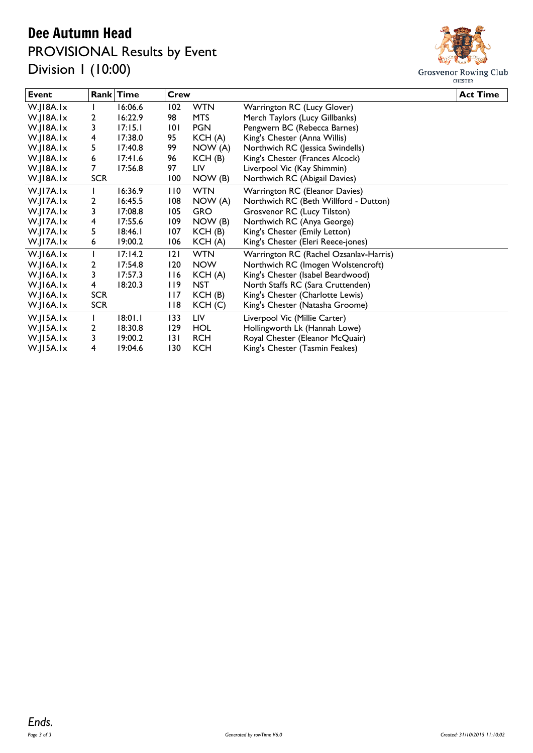# Dee Autumn Head

## PROVISIONAL Results by Event

## Division 1 (10:00)

Grosvenor Rowing Club
CHESTER

| Event | Rank | Time | Crew | | | Act Time |
|---|---|---|---|---|---|---|
| W.J18A.1x | 1 | 16:06.6 | 102 | WTN | Warrington RC (Lucy Glover) | |
| W.J18A.1x | 2 | 16:22.9 | 98 | MTS | Merch Taylors (Lucy Gillbanks) | |
| W.J18A.1x | 3 | 17:15.1 | 101 | PGN | Pengwern BC (Rebecca Barnes) | |
| W.J18A.1x | 4 | 17:38.0 | 95 | KCH (A) | King's Chester (Anna Willis) | |
| W.J18A.1x | 5 | 17:40.8 | 99 | NOW (A) | Northwich RC (Jessica Swindells) | |
| W.J18A.1x | 6 | 17:41.6 | 96 | KCH (B) | King's Chester (Frances Alcock) | |
| W.J18A.1x | 7 | 17:56.8 | 97 | LIV | Liverpool Vic (Kay Shimmin) | |
| W.J18A.1x | SCR | | 100 | NOW (B) | Northwich RC (Abigail Davies) | |
| W.J17A.1x | 1 | 16:36.9 | 110 | WTN | Warrington RC (Eleanor Davies) | |
| W.J17A.1x | 2 | 16:45.5 | 108 | NOW (A) | Northwich RC (Beth Willford - Dutton) | |
| W.J17A.1x | 3 | 17:08.8 | 105 | GRO | Grosvenor RC (Lucy Tilston) | |
| W.J17A.1x | 4 | 17:55.6 | 109 | NOW (B) | Northwich RC (Anya George) | |
| W.J17A.1x | 5 | 18:46.1 | 107 | KCH (B) | King's Chester (Emily Letton) | |
| W.J17A.1x | 6 | 19:00.2 | 106 | KCH (A) | King's Chester (Eleri Reece-jones) | |
| W.J16A.1x | 1 | 17:14.2 | 121 | WTN | Warrington RC (Rachel Ozsanlav-Harris) | |
| W.J16A.1x | 2 | 17:54.8 | 120 | NOW | Northwich RC (Imogen Wolstencroft) | |
| W.J16A.1x | 3 | 17:57.3 | 116 | KCH (A) | King's Chester (Isabel Beardwood) | |
| W.J16A.1x | 4 | 18:20.3 | 119 | NST | North Staffs RC (Sara Cruttenden) | |
| W.J16A.1x | SCR | | 117 | KCH (B) | King's Chester (Charlotte Lewis) | |
| W.J16A.1x | SCR | | 118 | KCH (C) | King's Chester (Natasha Groome) | |
| W.J15A.1x | 1 | 18:01.1 | 133 | LIV | Liverpool Vic (Millie Carter) | |
| W.J15A.1x | 2 | 18:30.8 | 129 | HOL | Hollingworth Lk (Hannah Lowe) | |
| W.J15A.1x | 3 | 19:00.2 | 131 | RCH | Royal Chester (Eleanor McQuair) | |
| W.J15A.1x | 4 | 19:04.6 | 130 | KCH | King's Chester (Tasmin Feakes) | |

*Ends.*

*Generated by rowTime V6.0*

*Created: 31/10/2015 11:10:02*